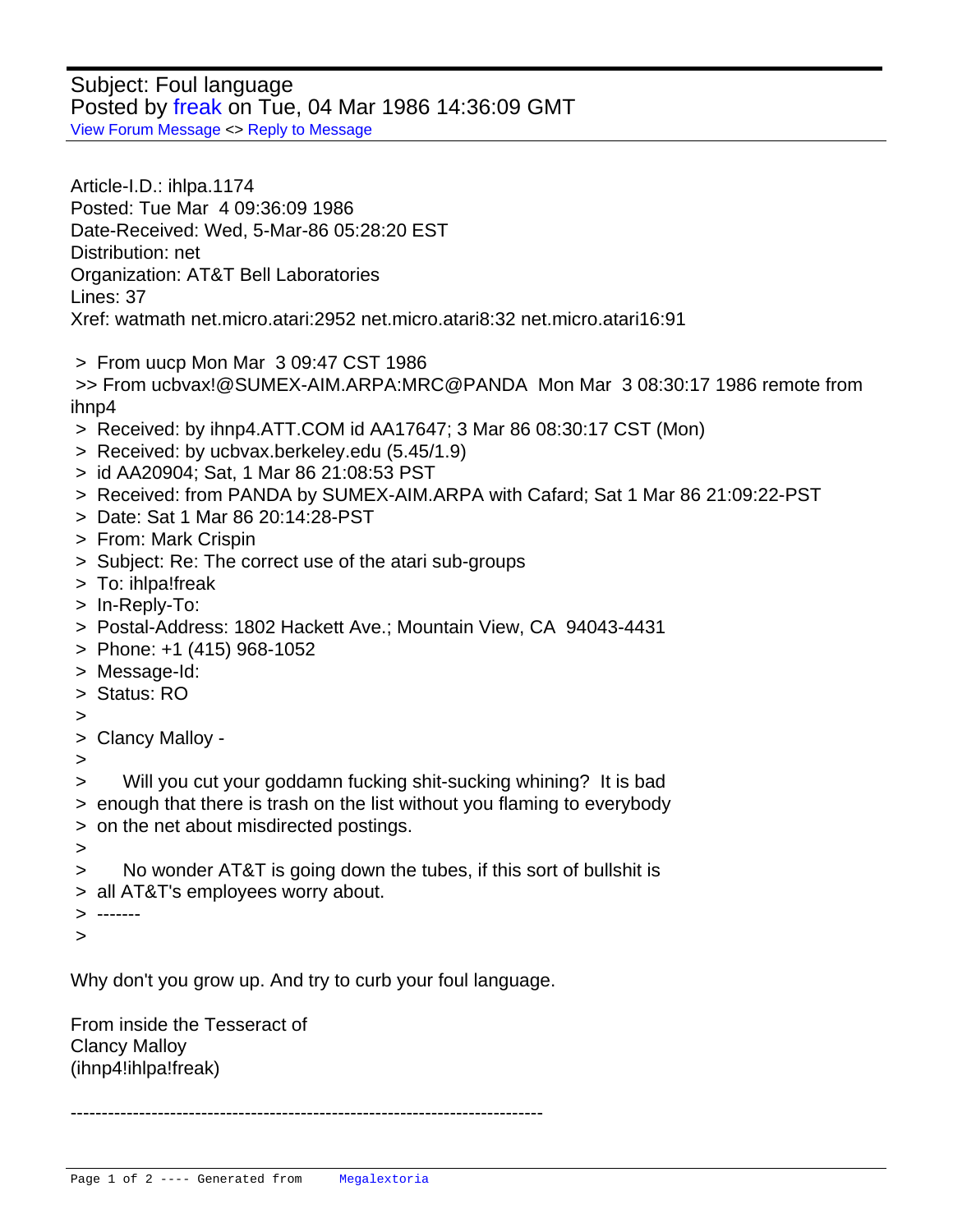Subject: Foul language
Posted by freak on Tue, 04 Mar 1986 14:36:09 GMT
View Forum Message <> Reply to Message

---

Article-I.D.: ihlpa.1174
Posted: Tue Mar  4 09:36:09 1986
Date-Received: Wed, 5-Mar-86 05:28:20 EST
Distribution: net
Organization: AT&T Bell Laboratories
Lines: 37
Xref: watmath net.micro.atari:2952 net.micro.atari8:32 net.micro.atari16:91

> From uucp Mon Mar  3 09:47 CST 1986
>> From ucbvax!@SUMEX-AIM.ARPA:MRC@PANDA  Mon Mar  3 08:30:17 1986 remote from ihnp4
> Received: by ihnp4.ATT.COM id AA17647; 3 Mar 86 08:30:17 CST (Mon)
> Received: by ucbvax.berkeley.edu (5.45/1.9)
> id AA20904; Sat, 1 Mar 86 21:08:53 PST
> Received: from PANDA by SUMEX-AIM.ARPA with Cafard; Sat 1 Mar 86 21:09:22-PST
> Date: Sat 1 Mar 86 20:14:28-PST
> From: Mark Crispin
> Subject: Re: The correct use of the atari sub-groups
> To: ihlpa!freak
> In-Reply-To:
> Postal-Address: 1802 Hackett Ave.; Mountain View, CA  94043-4431
> Phone: +1 (415) 968-1052
> Message-Id:
> Status: RO
>
> Clancy Malloy -
>
>     Will you cut your goddamn fucking shit-sucking whining?  It is bad
> enough that there is trash on the list without you flaming to everybody
> on the net about misdirected postings.
>
>     No wonder AT&T is going down the tubes, if this sort of bullshit is
> all AT&T's employees worry about.
> -------
>

Why don't you grow up. And try to curb your foul language.

From inside the Tesseract of
Clancy Malloy
(ihnp4!ihlpa!freak)

---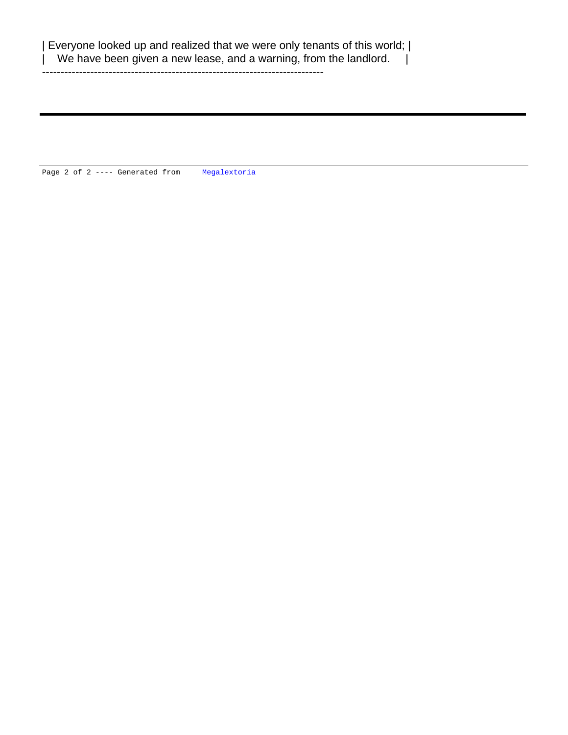| Everyone looked up and realized that we were only tenants of this world; |
|    We have been given a new lease, and a warning, from the landlord.     |
---------------------------------------------------------------------------

---